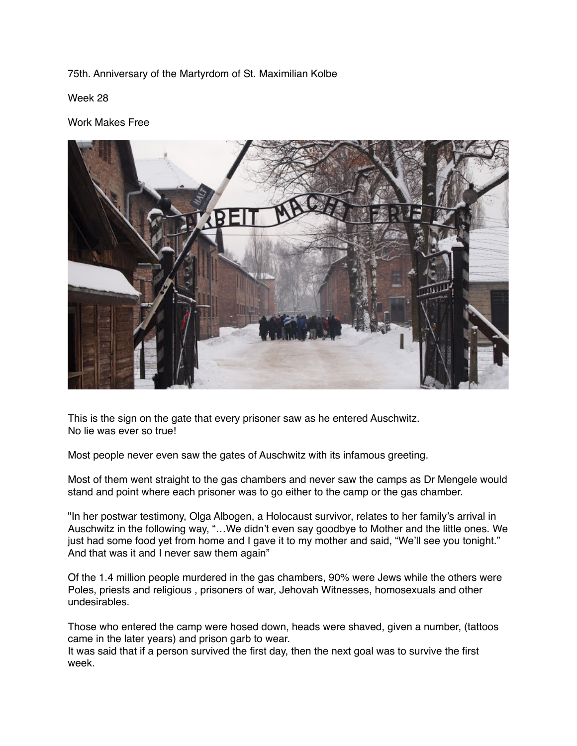75th. Anniversary of the Martyrdom of St. Maximilian Kolbe

Week 28

Work Makes Free

This is the sign on the gate that every prisoner saw as he entered Auschwitz.
No lie was ever so true!

Most people never even saw the gates of Auschwitz with its infamous greeting.

Most of them went straight to the gas chambers and never saw the camps as Dr Mengele would stand and point where each prisoner was to go either to the camp or the gas chamber.

"In her postwar testimony, Olga Albogen, a Holocaust survivor, relates to her family's arrival in Auschwitz in the following way, "…We didn't even say goodbye to Mother and the little ones. We just had some food yet from home and I gave it to my mother and said, "We'll see you tonight." And that was it and I never saw them again"

Of the 1.4 million people murdered in the gas chambers, 90% were Jews while the others were Poles, priests and religious , prisoners of war, Jehovah Witnesses, homosexuals and other undesirables.

Those who entered the camp were hosed down, heads were shaved, given a number, (tattoos came in the later years) and prison garb to wear.
It was said that if a person survived the first day, then the next goal was to survive the first week.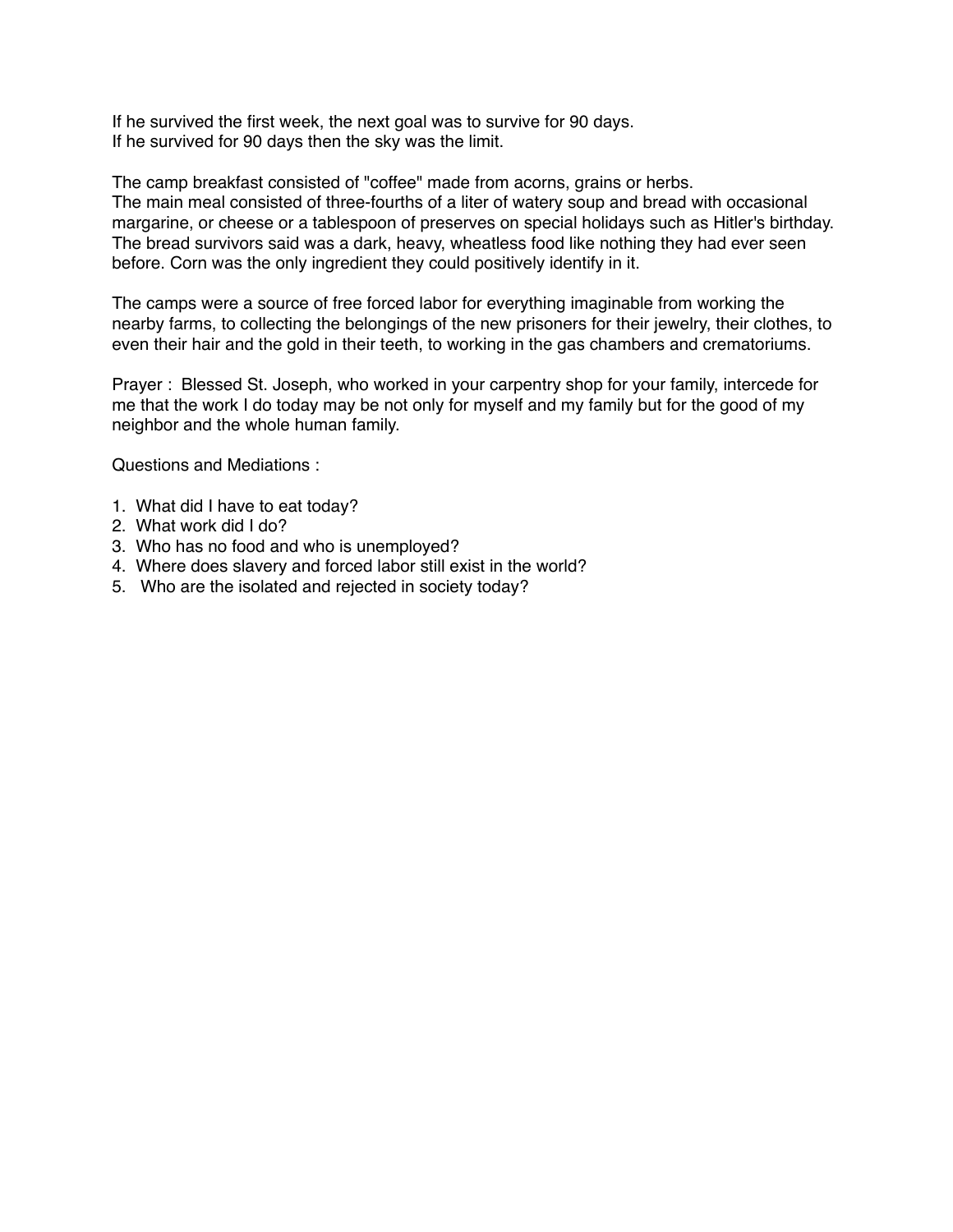If he survived the first week, the next goal was to survive for 90 days.
If he survived for 90 days then the sky was the limit.

The camp breakfast consisted of "coffee" made from acorns, grains or herbs.
The main meal consisted of three-fourths of a liter of watery soup and bread with occasional margarine, or cheese or a tablespoon of preserves on special holidays such as Hitler's birthday. The bread survivors said was a dark, heavy, wheatless food like nothing they had ever seen before. Corn was the only ingredient they could positively identify in it.

The camps were a source of free forced labor for everything imaginable from working the nearby farms, to collecting the belongings of the new prisoners for their jewelry, their clothes, to even their hair and the gold in their teeth, to working in the gas chambers and crematoriums.

Prayer : Blessed St. Joseph, who worked in your carpentry shop for your family, intercede for me that the work I do today may be not only for myself and my family but for the good of my neighbor and the whole human family.

Questions and Mediations :

1. What did I have to eat today?
2. What work did I do?
3. Who has no food and who is unemployed?
4. Where does slavery and forced labor still exist in the world?
5. Who are the isolated and rejected in society today?